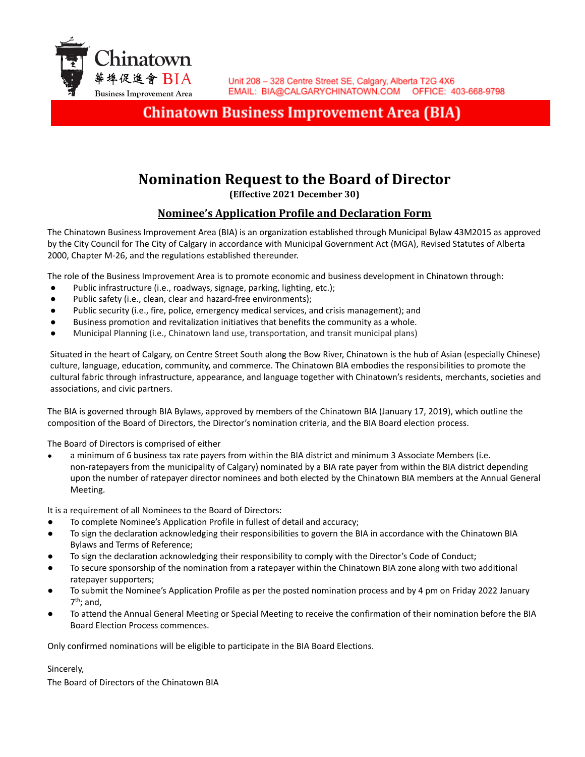Chinatown
華埠促進會 BIA
Business Improvement Area

Unit 208 – 328 Centre Street SE, Calgary, Alberta T2G 4X6
EMAIL: BIA@CALGARYCHINATOWN.COM OFFICE: 403-668-9798

**Chinatown Business Improvement Area (BIA)**

# Nomination Request to the Board of Director

**(Effective 2021 December 30)**

## Nominee's Application Profile and Declaration Form

The Chinatown Business Improvement Area (BIA) is an organization established through Municipal Bylaw 43M2015 as approved by the City Council for The City of Calgary in accordance with Municipal Government Act (MGA), Revised Statutes of Alberta 2000, Chapter M-26, and the regulations established thereunder.

The role of the Business Improvement Area is to promote economic and business development in Chinatown through:

- Public infrastructure (i.e., roadways, signage, parking, lighting, etc.);
- Public safety (i.e., clean, clear and hazard-free environments);
- Public security (i.e., fire, police, emergency medical services, and crisis management); and
- Business promotion and revitalization initiatives that benefits the community as a whole.
- Municipal Planning (i.e., Chinatown land use, transportation, and transit municipal plans)

Situated in the heart of Calgary, on Centre Street South along the Bow River, Chinatown is the hub of Asian (especially Chinese) culture, language, education, community, and commerce. The Chinatown BIA embodies the responsibilities to promote the cultural fabric through infrastructure, appearance, and language together with Chinatown's residents, merchants, societies and associations, and civic partners.

The BIA is governed through BIA Bylaws, approved by members of the Chinatown BIA (January 17, 2019), which outline the composition of the Board of Directors, the Director's nomination criteria, and the BIA Board election process.

The Board of Directors is comprised of either

- a minimum of 6 business tax rate payers from within the BIA district and minimum 3 Associate Members (i.e. non-ratepayers from the municipality of Calgary) nominated by a BIA rate payer from within the BIA district depending upon the number of ratepayer director nominees and both elected by the Chinatown BIA members at the Annual General Meeting.

It is a requirement of all Nominees to the Board of Directors:

- To complete Nominee's Application Profile in fullest of detail and accuracy;
- To sign the declaration acknowledging their responsibilities to govern the BIA in accordance with the Chinatown BIA Bylaws and Terms of Reference;
- To sign the declaration acknowledging their responsibility to comply with the Director's Code of Conduct;
- To secure sponsorship of the nomination from a ratepayer within the Chinatown BIA zone along with two additional ratepayer supporters;
- To submit the Nominee's Application Profile as per the posted nomination process and by 4 pm on Friday 2022 January 7th; and,
- To attend the Annual General Meeting or Special Meeting to receive the confirmation of their nomination before the BIA Board Election Process commences.

Only confirmed nominations will be eligible to participate in the BIA Board Elections.

Sincerely,

The Board of Directors of the Chinatown BIA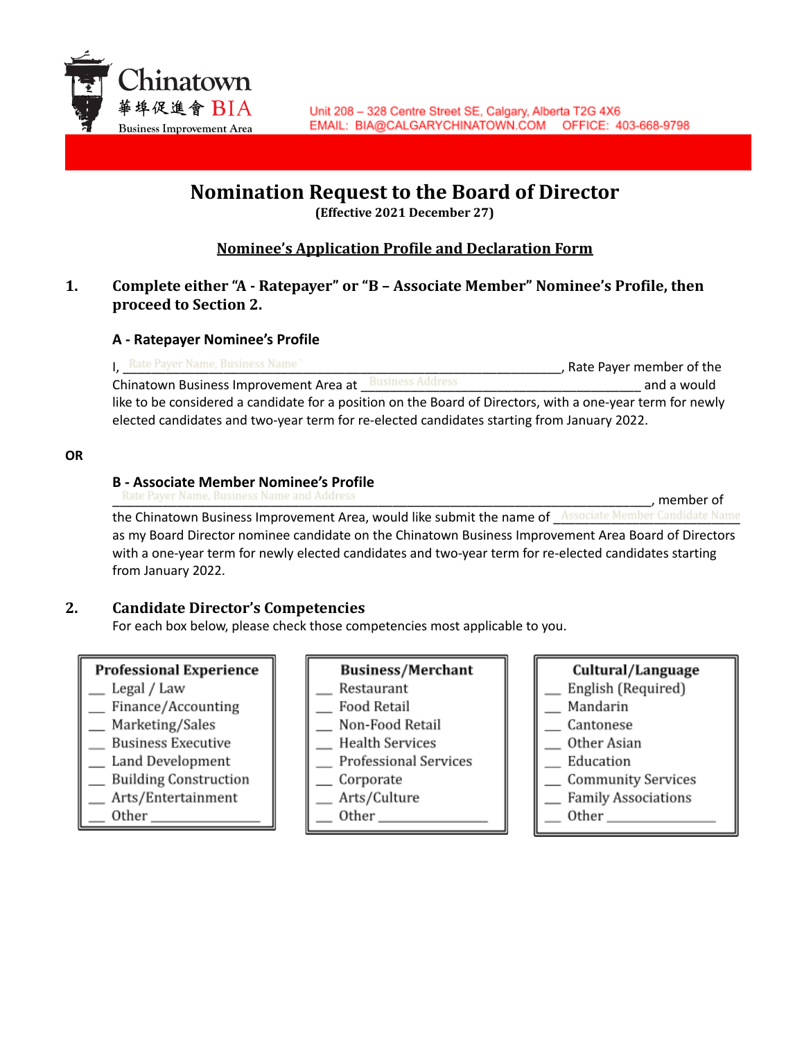Chinatown 華埠促進會 BIA Business Improvement Area

Unit 208 – 328 Centre Street SE, Calgary, Alberta T2G 4X6
EMAIL: BIA@CALGARYCHINATOWN.COM OFFICE: 403-668-9798

# Nomination Request to the Board of Director

**(Effective 2021 December 27)**

## <u>Nominee's Application Profile and Declaration Form</u>

**1. Complete either "A - Ratepayer" or "B – Associate Member" Nominee's Profile, then proceed to Section 2.**

### A - Ratepayer Nominee's Profile

I, \_\_Rate Payer Name, Business Name\_\_\_\_\_\_\_\_\_\_\_\_\_\_\_\_\_\_\_\_\_\_\_\_\_\_\_\_\_\_\_\_\_\_\_\_, Rate Payer member of the Chinatown Business Improvement Area at \_\_Business Address\_\_\_\_\_\_\_\_\_\_\_\_\_\_\_\_\_\_\_\_ and a would like to be considered a candidate for a position on the Board of Directors, with a one-year term for newly elected candidates and two-year term for re-elected candidates starting from January 2022.

**OR**

### B - Associate Member Nominee's Profile

\_\_Rate Payer Name, Business Name and Address\_\_\_\_\_\_\_\_\_\_\_\_\_\_\_\_\_\_\_\_\_\_\_\_\_\_\_\_\_\_\_\_\_\_\_\_, member of the Chinatown Business Improvement Area, would like submit the name of \_\_Associate Member Candidate Name\_\_ as my Board Director nominee candidate on the Chinatown Business Improvement Area Board of Directors with a one-year term for newly elected candidates and two-year term for re-elected candidates starting from January 2022.

**2. Candidate Director's Competencies**

For each box below, please check those competencies most applicable to you.

| Professional Experience | Business/Merchant | Cultural/Language |
|---|---|---|
| \_\_ Legal / Law | \_\_ Restaurant | \_\_ English (Required) |
| \_\_ Finance/Accounting | \_\_ Food Retail | \_\_ Mandarin |
| \_\_ Marketing/Sales | \_\_ Non-Food Retail | \_\_ Cantonese |
| \_\_ Business Executive | \_\_ Health Services | \_\_ Other Asian |
| \_\_ Land Development | \_\_ Professional Services | \_\_ Education |
| \_\_ Building Construction | \_\_ Corporate | \_\_ Community Services |
| \_\_ Arts/Entertainment | \_\_ Arts/Culture | \_\_ Family Associations |
| \_\_ Other \_\_\_\_\_\_\_\_\_\_ | \_\_ Other \_\_\_\_\_\_\_\_\_\_ | \_\_ Other \_\_\_\_\_\_\_\_\_\_ |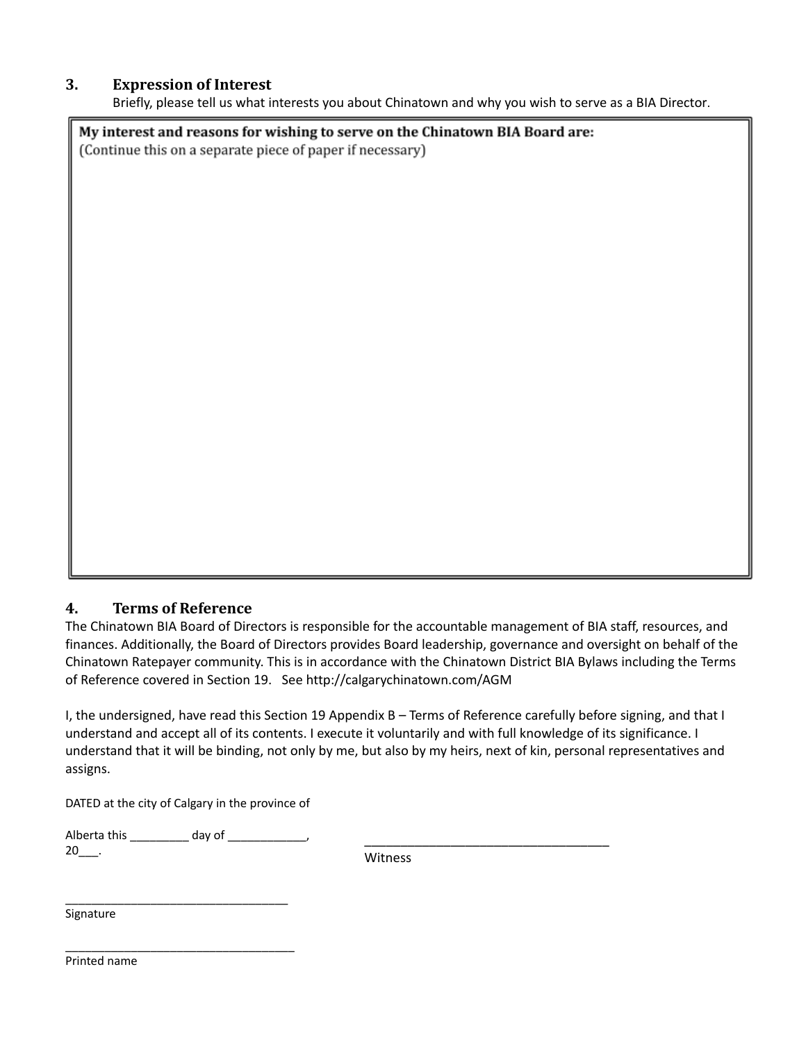## 3. Expression of Interest

Briefly, please tell us what interests you about Chinatown and why you wish to serve as a BIA Director.

**My interest and reasons for wishing to serve on the Chinatown BIA Board are:**
(Continue this on a separate piece of paper if necessary)

## 4. Terms of Reference

The Chinatown BIA Board of Directors is responsible for the accountable management of BIA staff, resources, and finances. Additionally, the Board of Directors provides Board leadership, governance and oversight on behalf of the Chinatown Ratepayer community. This is in accordance with the Chinatown District BIA Bylaws including the Terms of Reference covered in Section 19. See http://calgarychinatown.com/AGM

I, the undersigned, have read this Section 19 Appendix B – Terms of Reference carefully before signing, and that I understand and accept all of its contents. I execute it voluntarily and with full knowledge of its significance. I understand that it will be binding, not only by me, but also by my heirs, next of kin, personal representatives and assigns.

DATED at the city of Calgary in the province of

Alberta this _________ day of ____________, 20___.

____________________________________
Witness

_________________________________
Signature

__________________________________
Printed name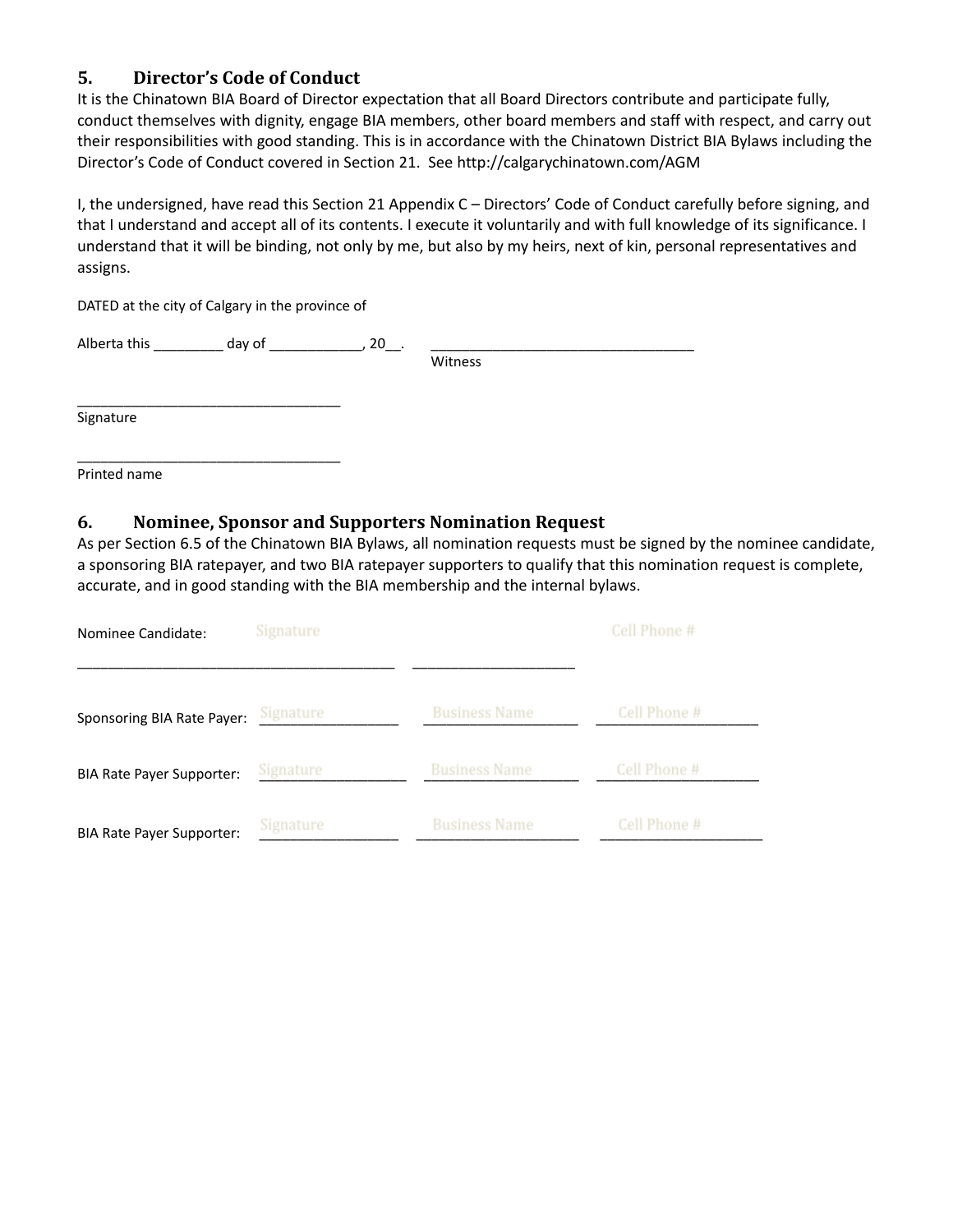## 5. Director's Code of Conduct

It is the Chinatown BIA Board of Director expectation that all Board Directors contribute and participate fully, conduct themselves with dignity, engage BIA members, other board members and staff with respect, and carry out their responsibilities with good standing. This is in accordance with the Chinatown District BIA Bylaws including the Director's Code of Conduct covered in Section 21. See http://calgarychinatown.com/AGM

I, the undersigned, have read this Section 21 Appendix C – Directors' Code of Conduct carefully before signing, and that I understand and accept all of its contents. I execute it voluntarily and with full knowledge of its significance. I understand that it will be binding, not only by me, but also by my heirs, next of kin, personal representatives and assigns.

DATED at the city of Calgary in the province of

Alberta this _________ day of ____________, 20__.  __________________________________
Witness

__________________________________
Signature

__________________________________
Printed name

## 6. Nominee, Sponsor and Supporters Nomination Request

As per Section 6.5 of the Chinatown BIA Bylaws, all nomination requests must be signed by the nominee candidate, a sponsoring BIA ratepayer, and two BIA ratepayer supporters to qualify that this nomination request is complete, accurate, and in good standing with the BIA membership and the internal bylaws.

| | | | |
|---|---|---|---|
| Nominee Candidate: | Signature | | Cell Phone # |
| Sponsoring BIA Rate Payer: | Signature | Business Name | Cell Phone # |
| BIA Rate Payer Supporter: | Signature | Business Name | Cell Phone # |
| BIA Rate Payer Supporter: | Signature | Business Name | Cell Phone # |